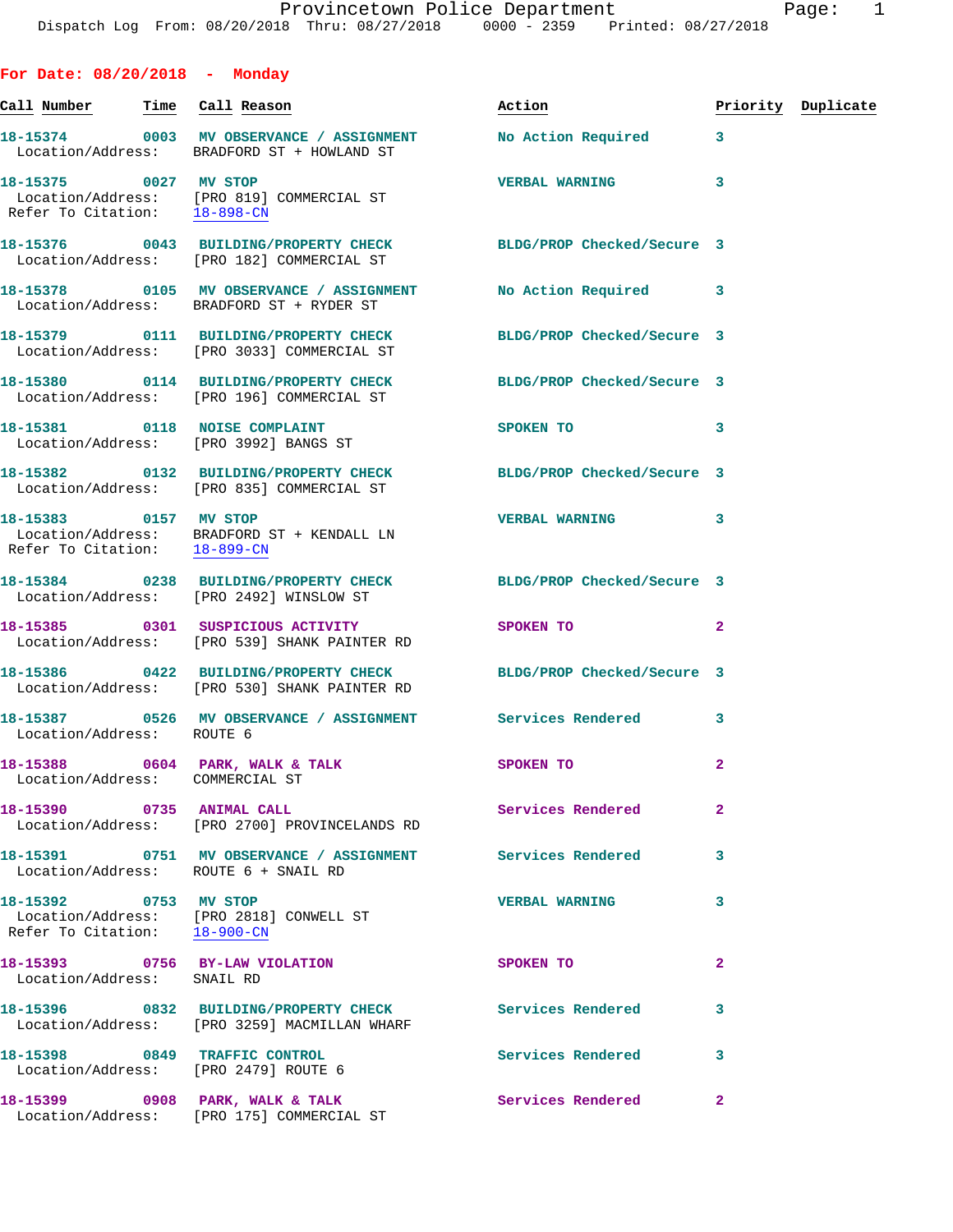Dispatch Log From: 08/20/2018 Thru: 08/27/2018 0000 - 2359 Printed: 08/27/2018

## For Date: 08/20/2018 - Monday

| Call Number | Time | Call Reason | Action | Priority | Duplicate |
|---|---|---|---|---|---|
| 18-15374 | 0003 | MV OBSERVANCE / ASSIGNMENT<br>Location/Address: BRADFORD ST + HOWLAND ST | No Action Required | 3 | |
| 18-15375 | 0027 | MV STOP<br>Location/Address: [PRO 819] COMMERCIAL ST<br>Refer To Citation: 18-898-CN | VERBAL WARNING | 3 | |
| 18-15376 | 0043 | BUILDING/PROPERTY CHECK<br>Location/Address: [PRO 182] COMMERCIAL ST | BLDG/PROP Checked/Secure | 3 | |
| 18-15378 | 0105 | MV OBSERVANCE / ASSIGNMENT<br>Location/Address: BRADFORD ST + RYDER ST | No Action Required | 3 | |
| 18-15379 | 0111 | BUILDING/PROPERTY CHECK<br>Location/Address: [PRO 3033] COMMERCIAL ST | BLDG/PROP Checked/Secure | 3 | |
| 18-15380 | 0114 | BUILDING/PROPERTY CHECK<br>Location/Address: [PRO 196] COMMERCIAL ST | BLDG/PROP Checked/Secure | 3 | |
| 18-15381 | 0118 | NOISE COMPLAINT<br>Location/Address: [PRO 3992] BANGS ST | SPOKEN TO | 3 | |
| 18-15382 | 0132 | BUILDING/PROPERTY CHECK<br>Location/Address: [PRO 835] COMMERCIAL ST | BLDG/PROP Checked/Secure | 3 | |
| 18-15383 | 0157 | MV STOP<br>Location/Address: BRADFORD ST + KENDALL LN<br>Refer To Citation: 18-899-CN | VERBAL WARNING | 3 | |
| 18-15384 | 0238 | BUILDING/PROPERTY CHECK<br>Location/Address: [PRO 2492] WINSLOW ST | BLDG/PROP Checked/Secure | 3 | |
| 18-15385 | 0301 | SUSPICIOUS ACTIVITY<br>Location/Address: [PRO 539] SHANK PAINTER RD | SPOKEN TO | 2 | |
| 18-15386 | 0422 | BUILDING/PROPERTY CHECK<br>Location/Address: [PRO 530] SHANK PAINTER RD | BLDG/PROP Checked/Secure | 3 | |
| 18-15387 | 0526 | MV OBSERVANCE / ASSIGNMENT<br>Location/Address: ROUTE 6 | Services Rendered | 3 | |
| 18-15388 | 0604 | PARK, WALK & TALK<br>Location/Address: COMMERCIAL ST | SPOKEN TO | 2 | |
| 18-15390 | 0735 | ANIMAL CALL<br>Location/Address: [PRO 2700] PROVINCELANDS RD | Services Rendered | 2 | |
| 18-15391 | 0751 | MV OBSERVANCE / ASSIGNMENT<br>Location/Address: ROUTE 6 + SNAIL RD | Services Rendered | 3 | |
| 18-15392 | 0753 | MV STOP<br>Location/Address: [PRO 2818] CONWELL ST<br>Refer To Citation: 18-900-CN | VERBAL WARNING | 3 | |
| 18-15393 | 0756 | BY-LAW VIOLATION<br>Location/Address: SNAIL RD | SPOKEN TO | 2 | |
| 18-15396 | 0832 | BUILDING/PROPERTY CHECK<br>Location/Address: [PRO 3259] MACMILLAN WHARF | Services Rendered | 3 | |
| 18-15398 | 0849 | TRAFFIC CONTROL<br>Location/Address: [PRO 2479] ROUTE 6 | Services Rendered | 3 | |
| 18-15399 | 0908 | PARK, WALK & TALK<br>Location/Address: [PRO 175] COMMERCIAL ST | Services Rendered | 2 | |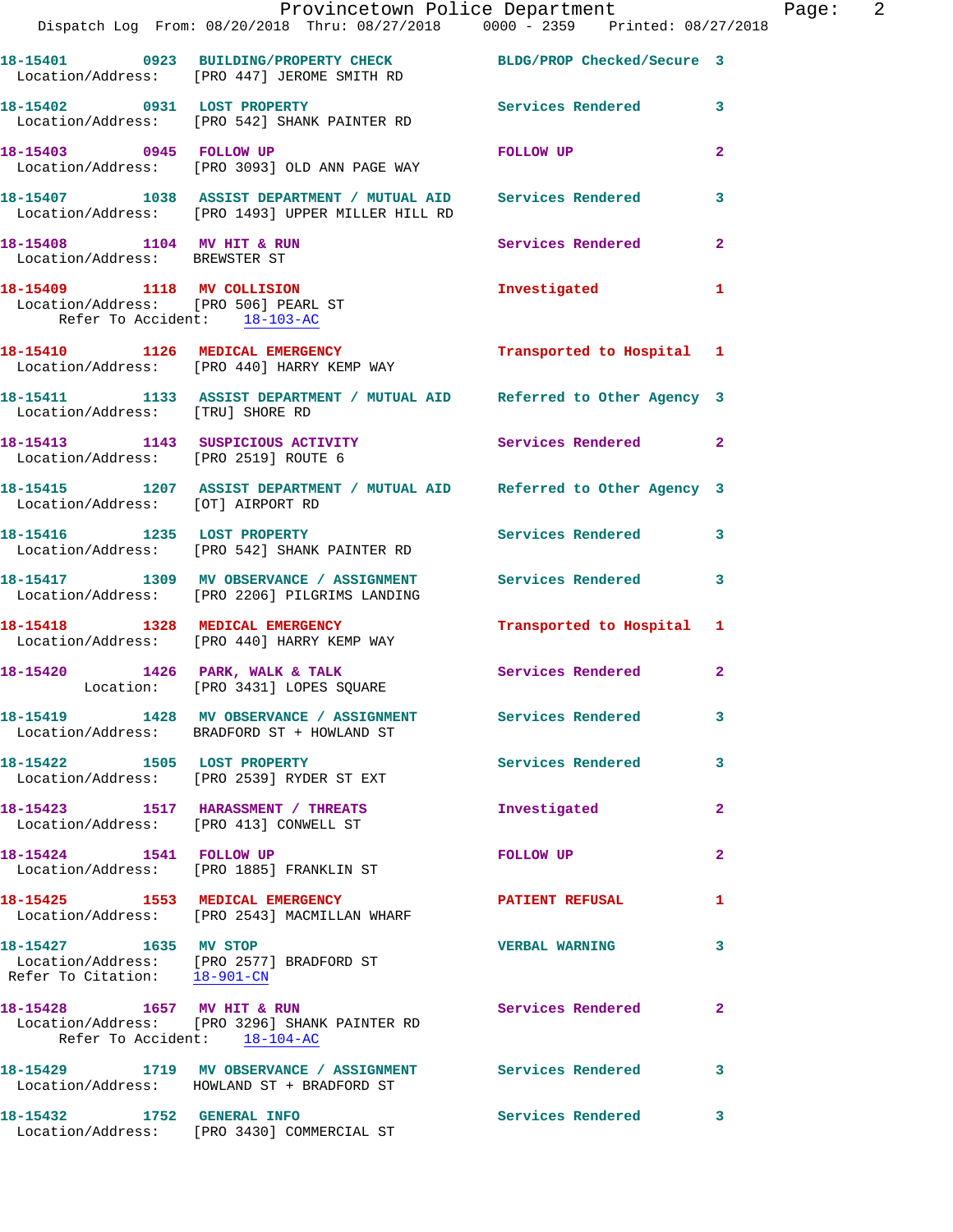18-15401 0923 BUILDING/PROPERTY CHECK BLDG/PROP Checked/Secure 3
Location/Address: [PRO 447] JEROME SMITH RD

18-15402 0931 LOST PROPERTY Services Rendered 3
Location/Address: [PRO 542] SHANK PAINTER RD

18-15403 0945 FOLLOW UP FOLLOW UP 2
Location/Address: [PRO 3093] OLD ANN PAGE WAY

18-15407 1038 ASSIST DEPARTMENT / MUTUAL AID Services Rendered 3
Location/Address: [PRO 1493] UPPER MILLER HILL RD

18-15408 1104 MV HIT & RUN Services Rendered 2
Location/Address: BREWSTER ST

18-15409 1118 MV COLLISION Investigated 1
Location/Address: [PRO 506] PEARL ST
Refer To Accident: 18-103-AC

18-15410 1126 MEDICAL EMERGENCY Transported to Hospital 1
Location/Address: [PRO 440] HARRY KEMP WAY

18-15411 1133 ASSIST DEPARTMENT / MUTUAL AID Referred to Other Agency 3
Location/Address: [TRU] SHORE RD

18-15413 1143 SUSPICIOUS ACTIVITY Services Rendered 2
Location/Address: [PRO 2519] ROUTE 6

18-15415 1207 ASSIST DEPARTMENT / MUTUAL AID Referred to Other Agency 3
Location/Address: [OT] AIRPORT RD

18-15416 1235 LOST PROPERTY Services Rendered 3
Location/Address: [PRO 542] SHANK PAINTER RD

18-15417 1309 MV OBSERVANCE / ASSIGNMENT Services Rendered 3
Location/Address: [PRO 2206] PILGRIMS LANDING

18-15418 1328 MEDICAL EMERGENCY Transported to Hospital 1
Location/Address: [PRO 440] HARRY KEMP WAY

18-15420 1426 PARK, WALK & TALK Services Rendered 2
Location: [PRO 3431] LOPES SQUARE

18-15419 1428 MV OBSERVANCE / ASSIGNMENT Services Rendered 3
Location/Address: BRADFORD ST + HOWLAND ST

18-15422 1505 LOST PROPERTY Services Rendered 3
Location/Address: [PRO 2539] RYDER ST EXT

18-15423 1517 HARASSMENT / THREATS Investigated 2
Location/Address: [PRO 413] CONWELL ST

18-15424 1541 FOLLOW UP FOLLOW UP 2
Location/Address: [PRO 1885] FRANKLIN ST

18-15425 1553 MEDICAL EMERGENCY PATIENT REFUSAL 1
Location/Address: [PRO 2543] MACMILLAN WHARF

18-15427 1635 MV STOP VERBAL WARNING 3
Location/Address: [PRO 2577] BRADFORD ST
Refer To Citation: 18-901-CN

18-15428 1657 MV HIT & RUN Services Rendered 2
Location/Address: [PRO 3296] SHANK PAINTER RD
Refer To Accident: 18-104-AC

18-15429 1719 MV OBSERVANCE / ASSIGNMENT Services Rendered 3
Location/Address: HOWLAND ST + BRADFORD ST

18-15432 1752 GENERAL INFO Services Rendered 3
Location/Address: [PRO 3430] COMMERCIAL ST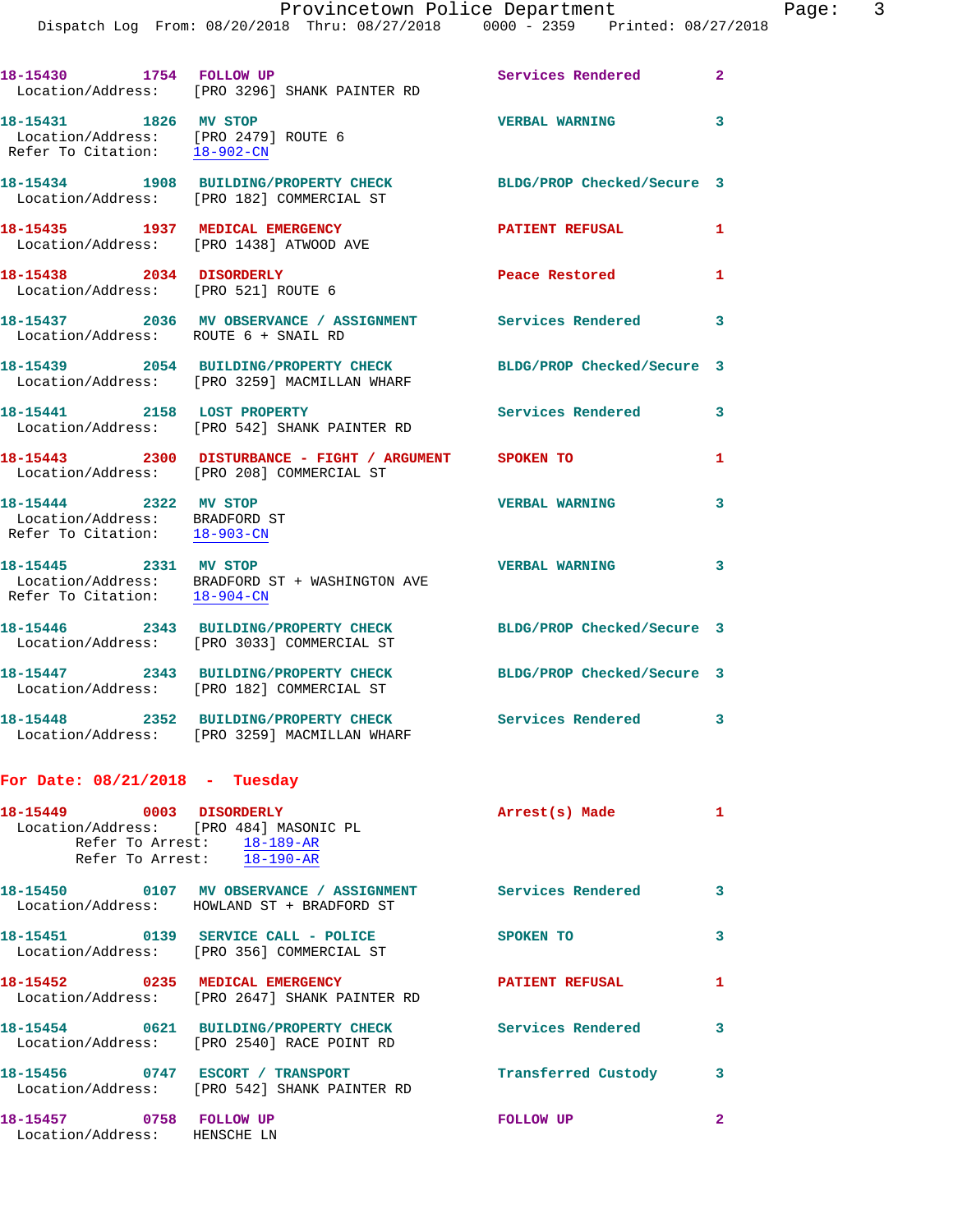18-15430 1754 FOLLOW UP Services Rendered 2
Location/Address: [PRO 3296] SHANK PAINTER RD

18-15431 1826 MV STOP VERBAL WARNING 3
Location/Address: [PRO 2479] ROUTE 6
Refer To Citation: 18-902-CN

18-15434 1908 BUILDING/PROPERTY CHECK BLDG/PROP Checked/Secure 3
Location/Address: [PRO 182] COMMERCIAL ST

18-15435 1937 MEDICAL EMERGENCY PATIENT REFUSAL 1
Location/Address: [PRO 1438] ATWOOD AVE

18-15438 2034 DISORDERLY Peace Restored 1
Location/Address: [PRO 521] ROUTE 6

18-15437 2036 MV OBSERVANCE / ASSIGNMENT Services Rendered 3
Location/Address: ROUTE 6 + SNAIL RD

18-15439 2054 BUILDING/PROPERTY CHECK BLDG/PROP Checked/Secure 3
Location/Address: [PRO 3259] MACMILLAN WHARF

18-15441 2158 LOST PROPERTY Services Rendered 3
Location/Address: [PRO 542] SHANK PAINTER RD

18-15443 2300 DISTURBANCE - FIGHT / ARGUMENT SPOKEN TO 1
Location/Address: [PRO 208] COMMERCIAL ST

18-15444 2322 MV STOP VERBAL WARNING 3
Location/Address: BRADFORD ST
Refer To Citation: 18-903-CN

18-15445 2331 MV STOP VERBAL WARNING 3
Location/Address: BRADFORD ST + WASHINGTON AVE
Refer To Citation: 18-904-CN

18-15446 2343 BUILDING/PROPERTY CHECK BLDG/PROP Checked/Secure 3
Location/Address: [PRO 3033] COMMERCIAL ST

18-15447 2343 BUILDING/PROPERTY CHECK BLDG/PROP Checked/Secure 3
Location/Address: [PRO 182] COMMERCIAL ST

18-15448 2352 BUILDING/PROPERTY CHECK Services Rendered 3
Location/Address: [PRO 3259] MACMILLAN WHARF

**For Date: 08/21/2018 - Tuesday**

18-15449 0003 DISORDERLY Arrest(s) Made 1
Location/Address: [PRO 484] MASONIC PL
Refer To Arrest: 18-189-AR
Refer To Arrest: 18-190-AR

18-15450 0107 MV OBSERVANCE / ASSIGNMENT Services Rendered 3
Location/Address: HOWLAND ST + BRADFORD ST

18-15451 0139 SERVICE CALL - POLICE SPOKEN TO 3
Location/Address: [PRO 356] COMMERCIAL ST

18-15452 0235 MEDICAL EMERGENCY PATIENT REFUSAL 1
Location/Address: [PRO 2647] SHANK PAINTER RD

18-15454 0621 BUILDING/PROPERTY CHECK Services Rendered 3
Location/Address: [PRO 2540] RACE POINT RD

18-15456 0747 ESCORT / TRANSPORT Transferred Custody 3
Location/Address: [PRO 542] SHANK PAINTER RD

18-15457 0758 FOLLOW UP FOLLOW UP 2
Location/Address: HENSCHE LN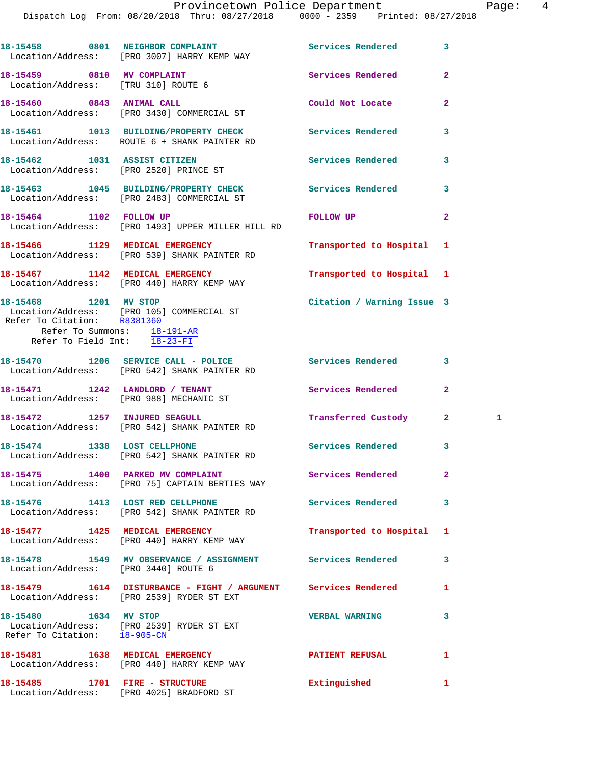18-15458 0801 NEIGHBOR COMPLAINT Services Rendered 3
Location/Address: [PRO 3007] HARRY KEMP WAY

18-15459 0810 MV COMPLAINT Services Rendered 2
Location/Address: [TRU 310] ROUTE 6

18-15460 0843 ANIMAL CALL Could Not Locate 2
Location/Address: [PRO 3430] COMMERCIAL ST

18-15461 1013 BUILDING/PROPERTY CHECK Services Rendered 3
Location/Address: ROUTE 6 + SHANK PAINTER RD

18-15462 1031 ASSIST CITIZEN Services Rendered 3
Location/Address: [PRO 2520] PRINCE ST

18-15463 1045 BUILDING/PROPERTY CHECK Services Rendered 3
Location/Address: [PRO 2483] COMMERCIAL ST

18-15464 1102 FOLLOW UP FOLLOW UP 2
Location/Address: [PRO 1493] UPPER MILLER HILL RD

18-15466 1129 MEDICAL EMERGENCY Transported to Hospital 1
Location/Address: [PRO 539] SHANK PAINTER RD

18-15467 1142 MEDICAL EMERGENCY Transported to Hospital 1
Location/Address: [PRO 440] HARRY KEMP WAY

18-15468 1201 MV STOP Citation / Warning Issue 3
Location/Address: [PRO 105] COMMERCIAL ST
Refer To Citation: R8381360
Refer To Summons: 18-191-AR
Refer To Field Int: 18-23-FI

18-15470 1206 SERVICE CALL - POLICE Services Rendered 3
Location/Address: [PRO 542] SHANK PAINTER RD

18-15471 1242 LANDLORD / TENANT Services Rendered 2
Location/Address: [PRO 988] MECHANIC ST

18-15472 1257 INJURED SEAGULL Transferred Custody 2 1
Location/Address: [PRO 542] SHANK PAINTER RD

18-15474 1338 LOST CELLPHONE Services Rendered 3
Location/Address: [PRO 542] SHANK PAINTER RD

18-15475 1400 PARKED MV COMPLAINT Services Rendered 2
Location/Address: [PRO 75] CAPTAIN BERTIES WAY

18-15476 1413 LOST RED CELLPHONE Services Rendered 3
Location/Address: [PRO 542] SHANK PAINTER RD

18-15477 1425 MEDICAL EMERGENCY Transported to Hospital 1
Location/Address: [PRO 440] HARRY KEMP WAY

18-15478 1549 MV OBSERVANCE / ASSIGNMENT Services Rendered 3
Location/Address: [PRO 3440] ROUTE 6

18-15479 1614 DISTURBANCE - FIGHT / ARGUMENT Services Rendered 1
Location/Address: [PRO 2539] RYDER ST EXT

18-15480 1634 MV STOP VERBAL WARNING 3
Location/Address: [PRO 2539] RYDER ST EXT
Refer To Citation: 18-905-CN

18-15481 1638 MEDICAL EMERGENCY PATIENT REFUSAL 1
Location/Address: [PRO 440] HARRY KEMP WAY

18-15485 1701 FIRE - STRUCTURE Extinguished 1
Location/Address: [PRO 4025] BRADFORD ST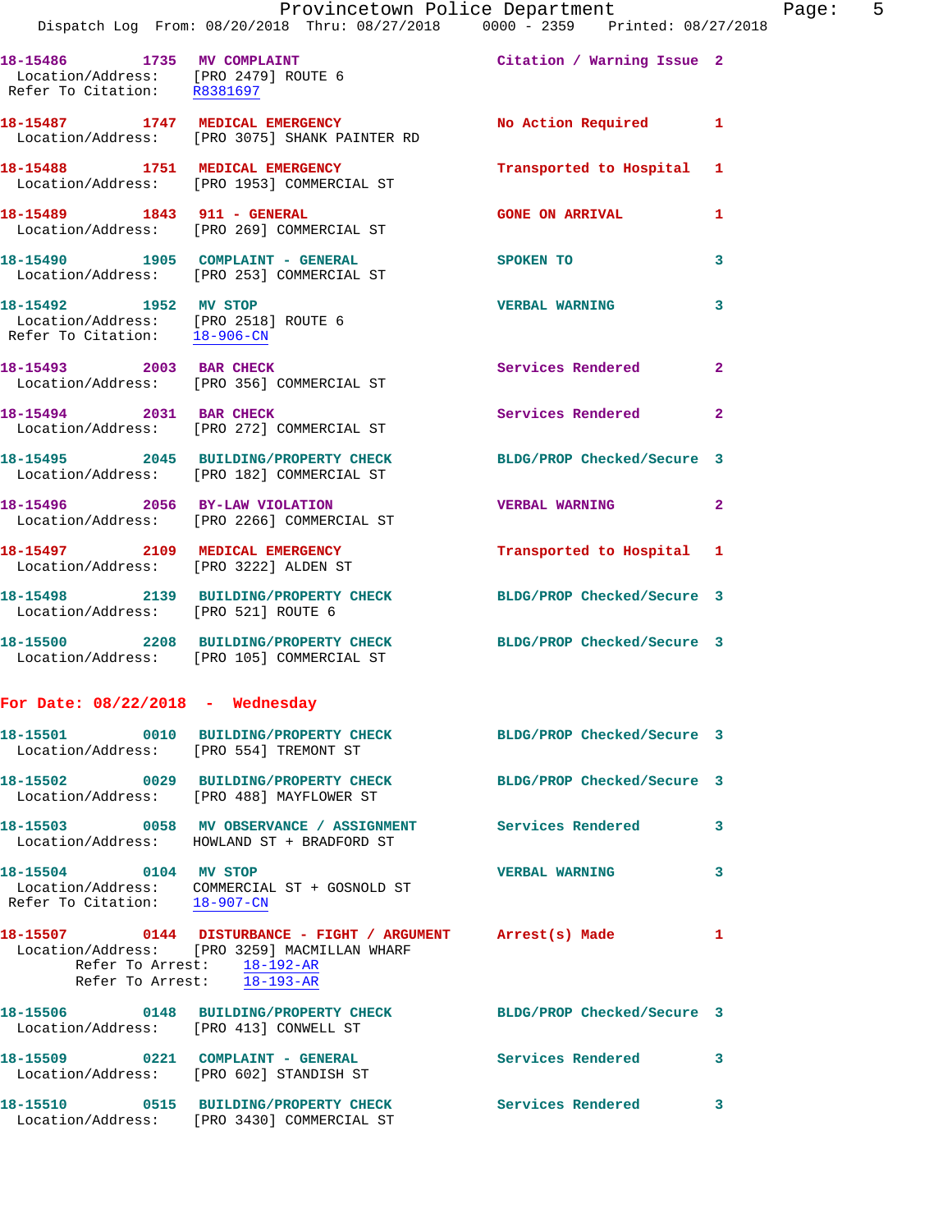18-15486 1735 MV COMPLAINT Citation / Warning Issue 2
Location/Address: [PRO 2479] ROUTE 6
Refer To Citation: R8381697

18-15487 1747 MEDICAL EMERGENCY No Action Required 1
Location/Address: [PRO 3075] SHANK PAINTER RD

18-15488 1751 MEDICAL EMERGENCY Transported to Hospital 1
Location/Address: [PRO 1953] COMMERCIAL ST

18-15489 1843 911 - GENERAL GONE ON ARRIVAL 1
Location/Address: [PRO 269] COMMERCIAL ST

18-15490 1905 COMPLAINT - GENERAL SPOKEN TO 3
Location/Address: [PRO 253] COMMERCIAL ST

18-15492 1952 MV STOP VERBAL WARNING 3
Location/Address: [PRO 2518] ROUTE 6
Refer To Citation: 18-906-CN

18-15493 2003 BAR CHECK Services Rendered 2
Location/Address: [PRO 356] COMMERCIAL ST

18-15494 2031 BAR CHECK Services Rendered 2
Location/Address: [PRO 272] COMMERCIAL ST

18-15495 2045 BUILDING/PROPERTY CHECK BLDG/PROP Checked/Secure 3
Location/Address: [PRO 182] COMMERCIAL ST

18-15496 2056 BY-LAW VIOLATION VERBAL WARNING 2
Location/Address: [PRO 2266] COMMERCIAL ST

18-15497 2109 MEDICAL EMERGENCY Transported to Hospital 1
Location/Address: [PRO 3222] ALDEN ST

18-15498 2139 BUILDING/PROPERTY CHECK BLDG/PROP Checked/Secure 3
Location/Address: [PRO 521] ROUTE 6

18-15500 2208 BUILDING/PROPERTY CHECK BLDG/PROP Checked/Secure 3
Location/Address: [PRO 105] COMMERCIAL ST

## For Date: 08/22/2018 - Wednesday

18-15501 0010 BUILDING/PROPERTY CHECK BLDG/PROP Checked/Secure 3
Location/Address: [PRO 554] TREMONT ST

18-15502 0029 BUILDING/PROPERTY CHECK BLDG/PROP Checked/Secure 3
Location/Address: [PRO 488] MAYFLOWER ST

18-15503 0058 MV OBSERVANCE / ASSIGNMENT Services Rendered 3
Location/Address: HOWLAND ST + BRADFORD ST

18-15504 0104 MV STOP VERBAL WARNING 3
Location/Address: COMMERCIAL ST + GOSNOLD ST
Refer To Citation: 18-907-CN

18-15507 0144 DISTURBANCE - FIGHT / ARGUMENT Arrest(s) Made 1
Location/Address: [PRO 3259] MACMILLAN WHARF
Refer To Arrest: 18-192-AR
Refer To Arrest: 18-193-AR

18-15506 0148 BUILDING/PROPERTY CHECK BLDG/PROP Checked/Secure 3
Location/Address: [PRO 413] CONWELL ST

18-15509 0221 COMPLAINT - GENERAL Services Rendered 3
Location/Address: [PRO 602] STANDISH ST

18-15510 0515 BUILDING/PROPERTY CHECK Services Rendered 3
Location/Address: [PRO 3430] COMMERCIAL ST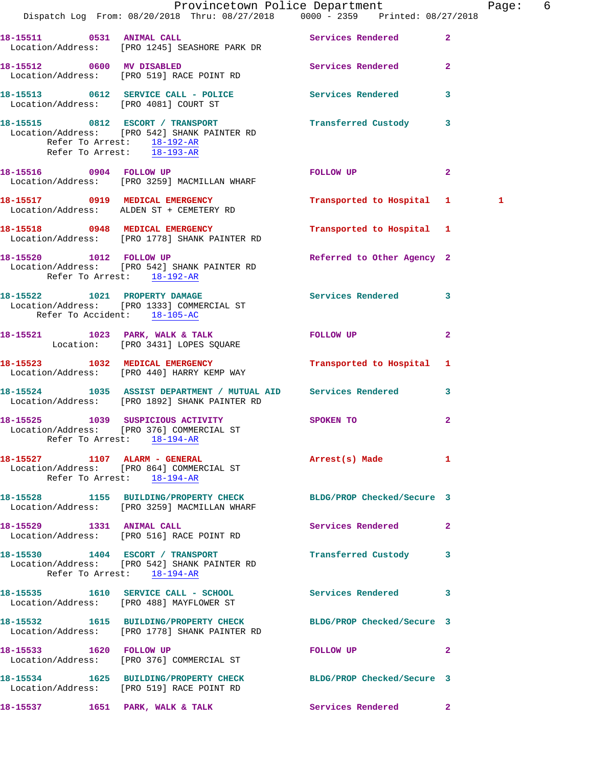18-15511 0531 ANIMAL CALL Services Rendered 2
Location/Address: [PRO 1245] SEASHORE PARK DR

18-15512 0600 MV DISABLED Services Rendered 2
Location/Address: [PRO 519] RACE POINT RD

18-15513 0612 SERVICE CALL - POLICE Services Rendered 3
Location/Address: [PRO 4081] COURT ST

18-15515 0812 ESCORT / TRANSPORT Transferred Custody 3
Location/Address: [PRO 542] SHANK PAINTER RD
Refer To Arrest: 18-192-AR
Refer To Arrest: 18-193-AR

18-15516 0904 FOLLOW UP FOLLOW UP 2
Location/Address: [PRO 3259] MACMILLAN WHARF

18-15517 0919 MEDICAL EMERGENCY Transported to Hospital 1 1
Location/Address: ALDEN ST + CEMETERY RD

18-15518 0948 MEDICAL EMERGENCY Transported to Hospital 1
Location/Address: [PRO 1778] SHANK PAINTER RD

18-15520 1012 FOLLOW UP Referred to Other Agency 2
Location/Address: [PRO 542] SHANK PAINTER RD
Refer To Arrest: 18-192-AR

18-15522 1021 PROPERTY DAMAGE Services Rendered 3
Location/Address: [PRO 1333] COMMERCIAL ST
Refer To Accident: 18-105-AC

18-15521 1023 PARK, WALK & TALK FOLLOW UP 2
Location: [PRO 3431] LOPES SQUARE

18-15523 1032 MEDICAL EMERGENCY Transported to Hospital 1
Location/Address: [PRO 440] HARRY KEMP WAY

18-15524 1035 ASSIST DEPARTMENT / MUTUAL AID Services Rendered 3
Location/Address: [PRO 1892] SHANK PAINTER RD

18-15525 1039 SUSPICIOUS ACTIVITY SPOKEN TO 2
Location/Address: [PRO 376] COMMERCIAL ST
Refer To Arrest: 18-194-AR

18-15527 1107 ALARM - GENERAL Arrest(s) Made 1
Location/Address: [PRO 864] COMMERCIAL ST
Refer To Arrest: 18-194-AR

18-15528 1155 BUILDING/PROPERTY CHECK BLDG/PROP Checked/Secure 3
Location/Address: [PRO 3259] MACMILLAN WHARF

18-15529 1331 ANIMAL CALL Services Rendered 2
Location/Address: [PRO 516] RACE POINT RD

18-15530 1404 ESCORT / TRANSPORT Transferred Custody 3
Location/Address: [PRO 542] SHANK PAINTER RD
Refer To Arrest: 18-194-AR

18-15535 1610 SERVICE CALL - SCHOOL Services Rendered 3
Location/Address: [PRO 488] MAYFLOWER ST

18-15532 1615 BUILDING/PROPERTY CHECK BLDG/PROP Checked/Secure 3
Location/Address: [PRO 1778] SHANK PAINTER RD

18-15533 1620 FOLLOW UP FOLLOW UP 2
Location/Address: [PRO 376] COMMERCIAL ST

18-15534 1625 BUILDING/PROPERTY CHECK BLDG/PROP Checked/Secure 3
Location/Address: [PRO 519] RACE POINT RD

18-15537 1651 PARK, WALK & TALK Services Rendered 2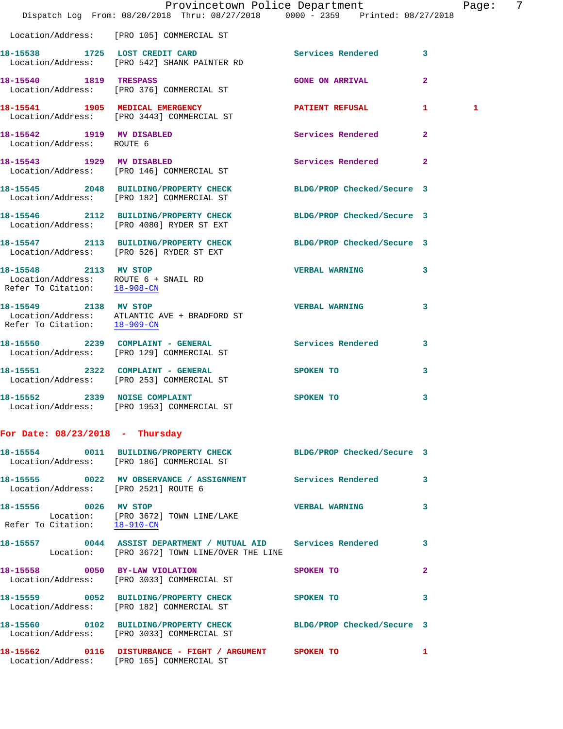Location/Address: [PRO 105] COMMERCIAL ST

**18-15538 1725 LOST CREDIT CARD** Services Rendered 3
Location/Address: [PRO 542] SHANK PAINTER RD

**18-15540 1819 TRESPASS** GONE ON ARRIVAL 2
Location/Address: [PRO 376] COMMERCIAL ST

**18-15541 1905 MEDICAL EMERGENCY** PATIENT REFUSAL 1 1
Location/Address: [PRO 3443] COMMERCIAL ST

**18-15542 1919 MV DISABLED** Services Rendered 2
Location/Address: ROUTE 6

**18-15543 1929 MV DISABLED** Services Rendered 2
Location/Address: [PRO 146] COMMERCIAL ST

**18-15545 2048 BUILDING/PROPERTY CHECK** BLDG/PROP Checked/Secure 3
Location/Address: [PRO 182] COMMERCIAL ST

**18-15546 2112 BUILDING/PROPERTY CHECK** BLDG/PROP Checked/Secure 3
Location/Address: [PRO 4080] RYDER ST EXT

**18-15547 2113 BUILDING/PROPERTY CHECK** BLDG/PROP Checked/Secure 3
Location/Address: [PRO 526] RYDER ST EXT

**18-15548 2113 MV STOP** VERBAL WARNING 3
Location/Address: ROUTE 6 + SNAIL RD
Refer To Citation: 18-908-CN

**18-15549 2138 MV STOP** VERBAL WARNING 3
Location/Address: ATLANTIC AVE + BRADFORD ST
Refer To Citation: 18-909-CN

**18-15550 2239 COMPLAINT - GENERAL** Services Rendered 3
Location/Address: [PRO 129] COMMERCIAL ST

**18-15551 2322 COMPLAINT - GENERAL** SPOKEN TO 3
Location/Address: [PRO 253] COMMERCIAL ST

**18-15552 2339 NOISE COMPLAINT** SPOKEN TO 3
Location/Address: [PRO 1953] COMMERCIAL ST

## For Date: 08/23/2018 - Thursday

**18-15554 0011 BUILDING/PROPERTY CHECK** BLDG/PROP Checked/Secure 3
Location/Address: [PRO 186] COMMERCIAL ST

**18-15555 0022 MV OBSERVANCE / ASSIGNMENT** Services Rendered 3
Location/Address: [PRO 2521] ROUTE 6

**18-15556 0026 MV STOP** VERBAL WARNING 3
Location: [PRO 3672] TOWN LINE/LAKE
Refer To Citation: 18-910-CN

**18-15557 0044 ASSIST DEPARTMENT / MUTUAL AID** Services Rendered 3
Location: [PRO 3672] TOWN LINE/OVER THE LINE

**18-15558 0050 BY-LAW VIOLATION** SPOKEN TO 2
Location/Address: [PRO 3033] COMMERCIAL ST

**18-15559 0052 BUILDING/PROPERTY CHECK** SPOKEN TO 3
Location/Address: [PRO 182] COMMERCIAL ST

**18-15560 0102 BUILDING/PROPERTY CHECK** BLDG/PROP Checked/Secure 3
Location/Address: [PRO 3033] COMMERCIAL ST

**18-15562 0116 DISTURBANCE - FIGHT / ARGUMENT** SPOKEN TO 1
Location/Address: [PRO 165] COMMERCIAL ST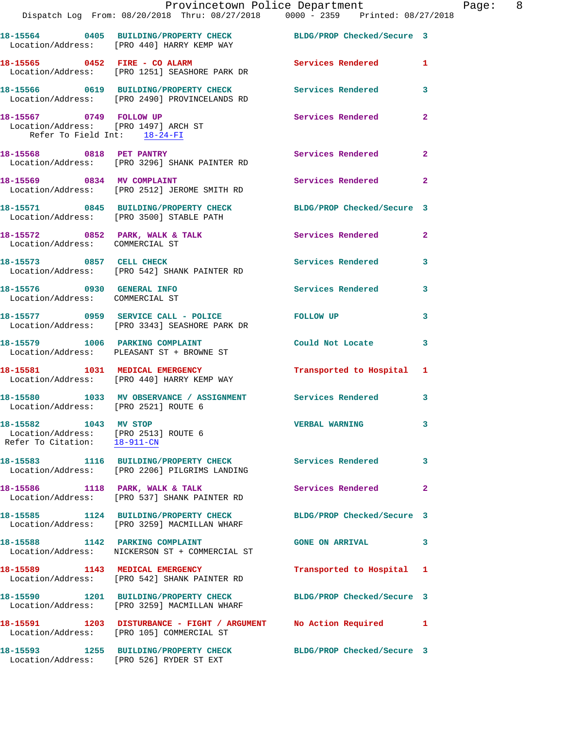18-15564 0405 BUILDING/PROPERTY CHECK BLDG/PROP Checked/Secure 3
Location/Address: [PRO 440] HARRY KEMP WAY

18-15565 0452 FIRE - CO ALARM Services Rendered 1
Location/Address: [PRO 1251] SEASHORE PARK DR

18-15566 0619 BUILDING/PROPERTY CHECK Services Rendered 3
Location/Address: [PRO 2490] PROVINCELANDS RD

18-15567 0749 FOLLOW UP Services Rendered 2
Location/Address: [PRO 1497] ARCH ST
Refer To Field Int: 18-24-FI

18-15568 0818 PET PANTRY Services Rendered 2
Location/Address: [PRO 3296] SHANK PAINTER RD

18-15569 0834 MV COMPLAINT Services Rendered 2
Location/Address: [PRO 2512] JEROME SMITH RD

18-15571 0845 BUILDING/PROPERTY CHECK BLDG/PROP Checked/Secure 3
Location/Address: [PRO 3500] STABLE PATH

18-15572 0852 PARK, WALK & TALK Services Rendered 2
Location/Address: COMMERCIAL ST

18-15573 0857 CELL CHECK Services Rendered 3
Location/Address: [PRO 542] SHANK PAINTER RD

18-15576 0930 GENERAL INFO Services Rendered 3
Location/Address: COMMERCIAL ST

18-15577 0959 SERVICE CALL - POLICE FOLLOW UP 3
Location/Address: [PRO 3343] SEASHORE PARK DR

18-15579 1006 PARKING COMPLAINT Could Not Locate 3
Location/Address: PLEASANT ST + BROWNE ST

18-15581 1031 MEDICAL EMERGENCY Transported to Hospital 1
Location/Address: [PRO 440] HARRY KEMP WAY

18-15580 1033 MV OBSERVANCE / ASSIGNMENT Services Rendered 3
Location/Address: [PRO 2521] ROUTE 6

18-15582 1043 MV STOP VERBAL WARNING 3
Location/Address: [PRO 2513] ROUTE 6
Refer To Citation: 18-911-CN

18-15583 1116 BUILDING/PROPERTY CHECK Services Rendered 3
Location/Address: [PRO 2206] PILGRIMS LANDING

18-15586 1118 PARK, WALK & TALK Services Rendered 2
Location/Address: [PRO 537] SHANK PAINTER RD

18-15585 1124 BUILDING/PROPERTY CHECK BLDG/PROP Checked/Secure 3
Location/Address: [PRO 3259] MACMILLAN WHARF

18-15588 1142 PARKING COMPLAINT GONE ON ARRIVAL 3
Location/Address: NICKERSON ST + COMMERCIAL ST

18-15589 1143 MEDICAL EMERGENCY Transported to Hospital 1
Location/Address: [PRO 542] SHANK PAINTER RD

18-15590 1201 BUILDING/PROPERTY CHECK BLDG/PROP Checked/Secure 3
Location/Address: [PRO 3259] MACMILLAN WHARF

18-15591 1203 DISTURBANCE - FIGHT / ARGUMENT No Action Required 1
Location/Address: [PRO 105] COMMERCIAL ST

18-15593 1255 BUILDING/PROPERTY CHECK BLDG/PROP Checked/Secure 3
Location/Address: [PRO 526] RYDER ST EXT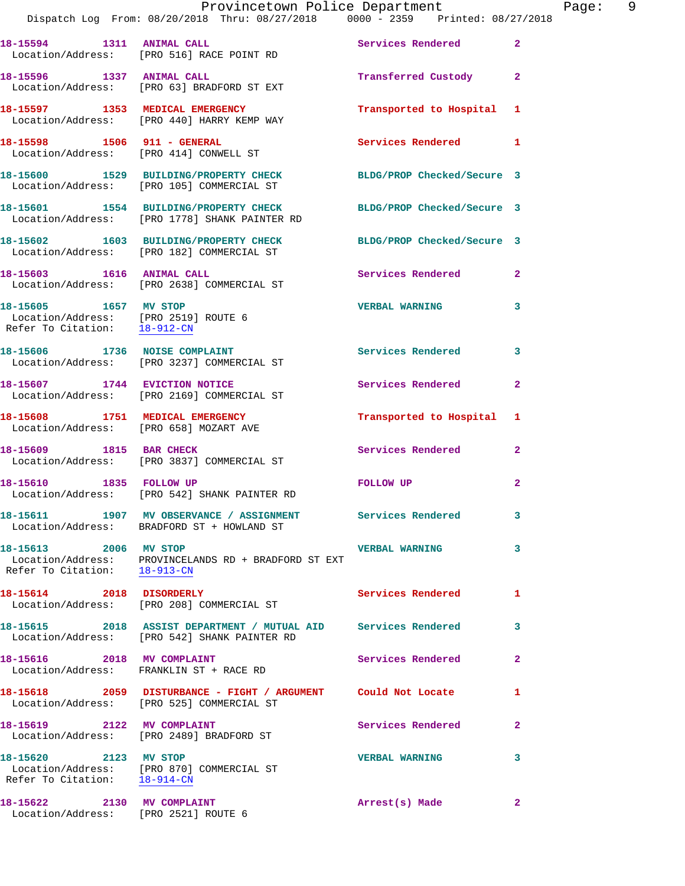18-15594 1311 ANIMAL CALL Services Rendered 2
Location/Address: [PRO 516] RACE POINT RD

18-15596 1337 ANIMAL CALL Transferred Custody 2
Location/Address: [PRO 63] BRADFORD ST EXT

18-15597 1353 MEDICAL EMERGENCY Transported to Hospital 1
Location/Address: [PRO 440] HARRY KEMP WAY

18-15598 1506 911 - GENERAL Services Rendered 1
Location/Address: [PRO 414] CONWELL ST

18-15600 1529 BUILDING/PROPERTY CHECK BLDG/PROP Checked/Secure 3
Location/Address: [PRO 105] COMMERCIAL ST

18-15601 1554 BUILDING/PROPERTY CHECK BLDG/PROP Checked/Secure 3
Location/Address: [PRO 1778] SHANK PAINTER RD

18-15602 1603 BUILDING/PROPERTY CHECK BLDG/PROP Checked/Secure 3
Location/Address: [PRO 182] COMMERCIAL ST

18-15603 1616 ANIMAL CALL Services Rendered 2
Location/Address: [PRO 2638] COMMERCIAL ST

18-15605 1657 MV STOP VERBAL WARNING 3
Location/Address: [PRO 2519] ROUTE 6
Refer To Citation: 18-912-CN

18-15606 1736 NOISE COMPLAINT Services Rendered 3
Location/Address: [PRO 3237] COMMERCIAL ST

18-15607 1744 EVICTION NOTICE Services Rendered 2
Location/Address: [PRO 2169] COMMERCIAL ST

18-15608 1751 MEDICAL EMERGENCY Transported to Hospital 1
Location/Address: [PRO 658] MOZART AVE

18-15609 1815 BAR CHECK Services Rendered 2
Location/Address: [PRO 3837] COMMERCIAL ST

18-15610 1835 FOLLOW UP FOLLOW UP 2
Location/Address: [PRO 542] SHANK PAINTER RD

18-15611 1907 MV OBSERVANCE / ASSIGNMENT Services Rendered 3
Location/Address: BRADFORD ST + HOWLAND ST

18-15613 2006 MV STOP VERBAL WARNING 3
Location/Address: PROVINCELANDS RD + BRADFORD ST EXT
Refer To Citation: 18-913-CN

18-15614 2018 DISORDERLY Services Rendered 1
Location/Address: [PRO 208] COMMERCIAL ST

18-15615 2018 ASSIST DEPARTMENT / MUTUAL AID Services Rendered 3
Location/Address: [PRO 542] SHANK PAINTER RD

18-15616 2018 MV COMPLAINT Services Rendered 2
Location/Address: FRANKLIN ST + RACE RD

18-15618 2059 DISTURBANCE - FIGHT / ARGUMENT Could Not Locate 1
Location/Address: [PRO 525] COMMERCIAL ST

18-15619 2122 MV COMPLAINT Services Rendered 2
Location/Address: [PRO 2489] BRADFORD ST

18-15620 2123 MV STOP VERBAL WARNING 3
Location/Address: [PRO 870] COMMERCIAL ST
Refer To Citation: 18-914-CN

18-15622 2130 MV COMPLAINT Arrest(s) Made 2
Location/Address: [PRO 2521] ROUTE 6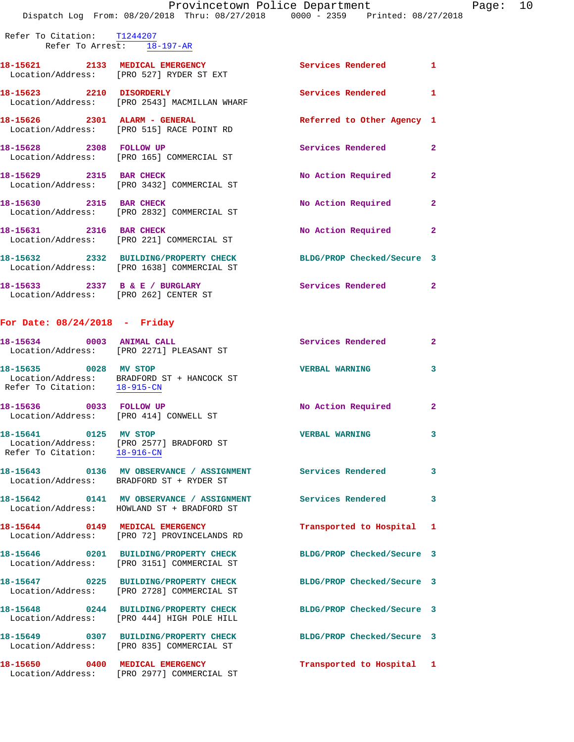Refer To Citation: T1244207
Refer To Arrest: 18-197-AR

18-15621 2133 MEDICAL EMERGENCY Services Rendered 1
Location/Address: [PRO 527] RYDER ST EXT

18-15623 2210 DISORDERLY Services Rendered 1
Location/Address: [PRO 2543] MACMILLAN WHARF

18-15626 2301 ALARM - GENERAL Referred to Other Agency 1
Location/Address: [PRO 515] RACE POINT RD

18-15628 2308 FOLLOW UP Services Rendered 2
Location/Address: [PRO 165] COMMERCIAL ST

18-15629 2315 BAR CHECK No Action Required 2
Location/Address: [PRO 3432] COMMERCIAL ST

18-15630 2315 BAR CHECK No Action Required 2
Location/Address: [PRO 2832] COMMERCIAL ST

18-15631 2316 BAR CHECK No Action Required 2
Location/Address: [PRO 221] COMMERCIAL ST

18-15632 2332 BUILDING/PROPERTY CHECK BLDG/PROP Checked/Secure 3
Location/Address: [PRO 1638] COMMERCIAL ST

18-15633 2337 B & E / BURGLARY Services Rendered 2
Location/Address: [PRO 262] CENTER ST

**For Date: 08/24/2018 - Friday**

18-15634 0003 ANIMAL CALL Services Rendered 2
Location/Address: [PRO 2271] PLEASANT ST

18-15635 0028 MV STOP VERBAL WARNING 3
Location/Address: BRADFORD ST + HANCOCK ST
Refer To Citation: 18-915-CN

18-15636 0033 FOLLOW UP No Action Required 2
Location/Address: [PRO 414] CONWELL ST

18-15641 0125 MV STOP VERBAL WARNING 3
Location/Address: [PRO 2577] BRADFORD ST
Refer To Citation: 18-916-CN

18-15643 0136 MV OBSERVANCE / ASSIGNMENT Services Rendered 3
Location/Address: BRADFORD ST + RYDER ST

18-15642 0141 MV OBSERVANCE / ASSIGNMENT Services Rendered 3
Location/Address: HOWLAND ST + BRADFORD ST

18-15644 0149 MEDICAL EMERGENCY Transported to Hospital 1
Location/Address: [PRO 72] PROVINCELANDS RD

18-15646 0201 BUILDING/PROPERTY CHECK BLDG/PROP Checked/Secure 3
Location/Address: [PRO 3151] COMMERCIAL ST

18-15647 0225 BUILDING/PROPERTY CHECK BLDG/PROP Checked/Secure 3
Location/Address: [PRO 2728] COMMERCIAL ST

18-15648 0244 BUILDING/PROPERTY CHECK BLDG/PROP Checked/Secure 3
Location/Address: [PRO 444] HIGH POLE HILL

18-15649 0307 BUILDING/PROPERTY CHECK BLDG/PROP Checked/Secure 3
Location/Address: [PRO 835] COMMERCIAL ST

18-15650 0400 MEDICAL EMERGENCY Transported to Hospital 1
Location/Address: [PRO 2977] COMMERCIAL ST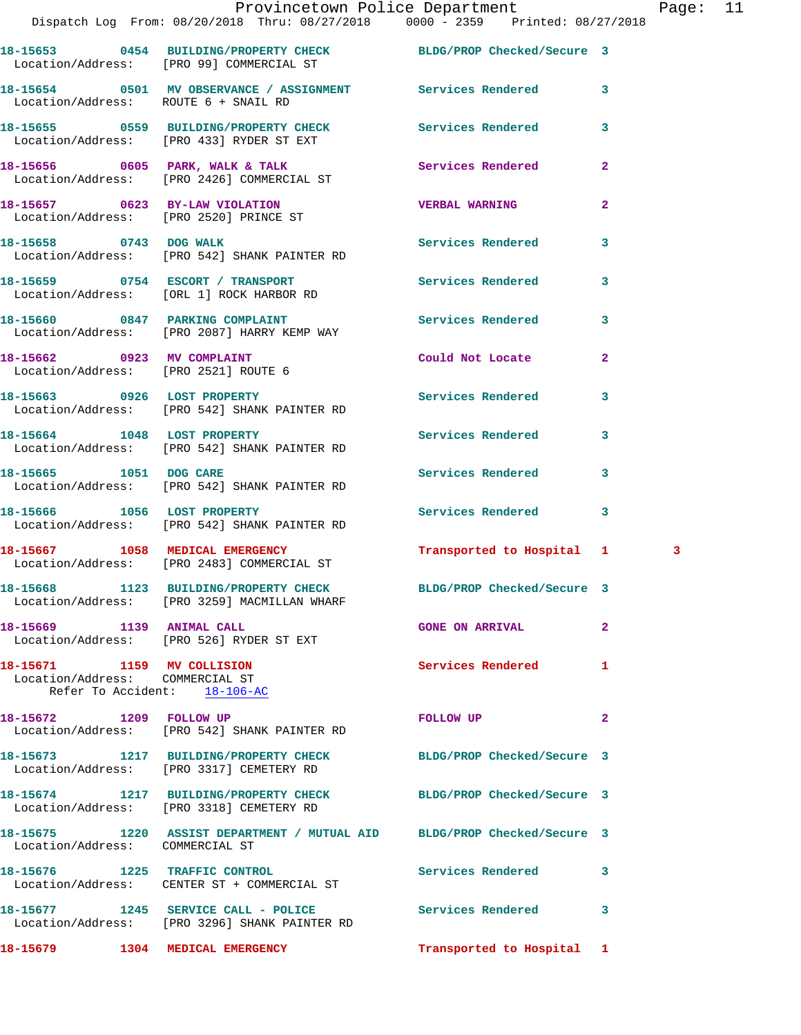18-15653 0454 BUILDING/PROPERTY CHECK BLDG/PROP Checked/Secure 3
Location/Address: [PRO 99] COMMERCIAL ST

18-15654 0501 MV OBSERVANCE / ASSIGNMENT Services Rendered 3
Location/Address: ROUTE 6 + SNAIL RD

18-15655 0559 BUILDING/PROPERTY CHECK Services Rendered 3
Location/Address: [PRO 433] RYDER ST EXT

18-15656 0605 PARK, WALK & TALK Services Rendered 2
Location/Address: [PRO 2426] COMMERCIAL ST

18-15657 0623 BY-LAW VIOLATION VERBAL WARNING 2
Location/Address: [PRO 2520] PRINCE ST

18-15658 0743 DOG WALK Services Rendered 3
Location/Address: [PRO 542] SHANK PAINTER RD

18-15659 0754 ESCORT / TRANSPORT Services Rendered 3
Location/Address: [ORL 1] ROCK HARBOR RD

18-15660 0847 PARKING COMPLAINT Services Rendered 3
Location/Address: [PRO 2087] HARRY KEMP WAY

18-15662 0923 MV COMPLAINT Could Not Locate 2
Location/Address: [PRO 2521] ROUTE 6

18-15663 0926 LOST PROPERTY Services Rendered 3
Location/Address: [PRO 542] SHANK PAINTER RD

18-15664 1048 LOST PROPERTY Services Rendered 3
Location/Address: [PRO 542] SHANK PAINTER RD

18-15665 1051 DOG CARE Services Rendered 3
Location/Address: [PRO 542] SHANK PAINTER RD

18-15666 1056 LOST PROPERTY Services Rendered 3
Location/Address: [PRO 542] SHANK PAINTER RD

18-15667 1058 MEDICAL EMERGENCY Transported to Hospital 1 3
Location/Address: [PRO 2483] COMMERCIAL ST

18-15668 1123 BUILDING/PROPERTY CHECK BLDG/PROP Checked/Secure 3
Location/Address: [PRO 3259] MACMILLAN WHARF

18-15669 1139 ANIMAL CALL GONE ON ARRIVAL 2
Location/Address: [PRO 526] RYDER ST EXT

18-15671 1159 MV COLLISION Services Rendered 1
Location/Address: COMMERCIAL ST
Refer To Accident: 18-106-AC

18-15672 1209 FOLLOW UP FOLLOW UP 2
Location/Address: [PRO 542] SHANK PAINTER RD

18-15673 1217 BUILDING/PROPERTY CHECK BLDG/PROP Checked/Secure 3
Location/Address: [PRO 3317] CEMETERY RD

18-15674 1217 BUILDING/PROPERTY CHECK BLDG/PROP Checked/Secure 3
Location/Address: [PRO 3318] CEMETERY RD

18-15675 1220 ASSIST DEPARTMENT / MUTUAL AID BLDG/PROP Checked/Secure 3
Location/Address: COMMERCIAL ST

18-15676 1225 TRAFFIC CONTROL Services Rendered 3
Location/Address: CENTER ST + COMMERCIAL ST

18-15677 1245 SERVICE CALL - POLICE Services Rendered 3
Location/Address: [PRO 3296] SHANK PAINTER RD

18-15679 1304 MEDICAL EMERGENCY Transported to Hospital 1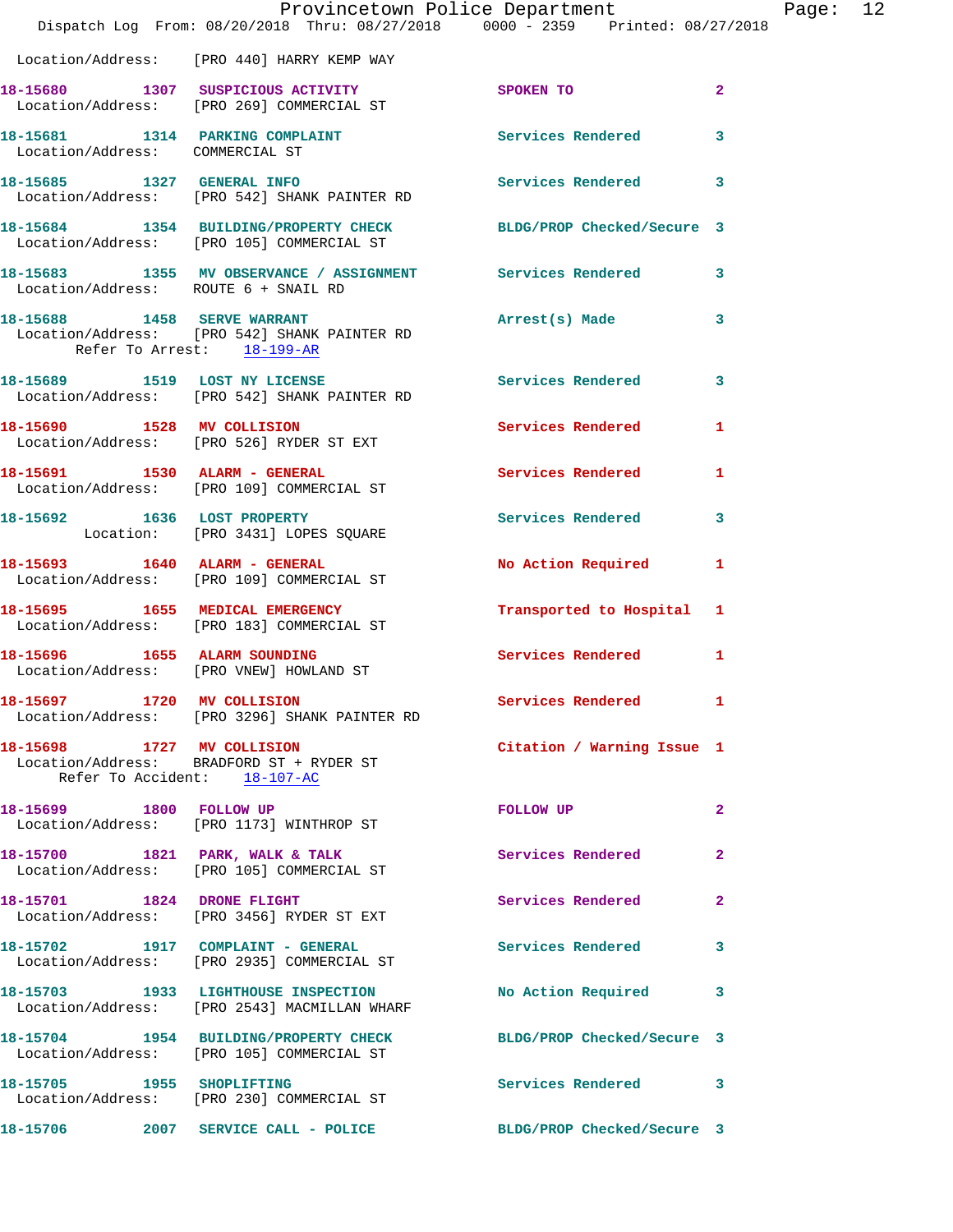Location/Address: [PRO 440] HARRY KEMP WAY

**18-15680** 1307 **SUSPICIOUS ACTIVITY** SPOKEN TO 2
Location/Address: [PRO 269] COMMERCIAL ST

**18-15681** 1314 **PARKING COMPLAINT** Services Rendered 3
Location/Address: COMMERCIAL ST

**18-15685** 1327 **GENERAL INFO** Services Rendered 3
Location/Address: [PRO 542] SHANK PAINTER RD

**18-15684** 1354 **BUILDING/PROPERTY CHECK** BLDG/PROP Checked/Secure 3
Location/Address: [PRO 105] COMMERCIAL ST

**18-15683** 1355 **MV OBSERVANCE / ASSIGNMENT** Services Rendered 3
Location/Address: ROUTE 6 + SNAIL RD

**18-15688** 1458 **SERVE WARRANT** Arrest(s) Made 3
Location/Address: [PRO 542] SHANK PAINTER RD
Refer To Arrest: 18-199-AR

**18-15689** 1519 **LOST NY LICENSE** Services Rendered 3
Location/Address: [PRO 542] SHANK PAINTER RD

**18-15690** 1528 **MV COLLISION** Services Rendered 1
Location/Address: [PRO 526] RYDER ST EXT

**18-15691** 1530 **ALARM - GENERAL** Services Rendered 1
Location/Address: [PRO 109] COMMERCIAL ST

**18-15692** 1636 **LOST PROPERTY** Services Rendered 3
Location: [PRO 3431] LOPES SQUARE

**18-15693** 1640 **ALARM - GENERAL** No Action Required 1
Location/Address: [PRO 109] COMMERCIAL ST

**18-15695** 1655 **MEDICAL EMERGENCY** Transported to Hospital 1
Location/Address: [PRO 183] COMMERCIAL ST

**18-15696** 1655 **ALARM SOUNDING** Services Rendered 1
Location/Address: [PRO VNEW] HOWLAND ST

**18-15697** 1720 **MV COLLISION** Services Rendered 1
Location/Address: [PRO 3296] SHANK PAINTER RD

**18-15698** 1727 **MV COLLISION** Citation / Warning Issue 1
Location/Address: BRADFORD ST + RYDER ST
Refer To Accident: 18-107-AC

**18-15699** 1800 **FOLLOW UP** FOLLOW UP 2
Location/Address: [PRO 1173] WINTHROP ST

**18-15700** 1821 **PARK, WALK & TALK** Services Rendered 2
Location/Address: [PRO 105] COMMERCIAL ST

**18-15701** 1824 **DRONE FLIGHT** Services Rendered 2
Location/Address: [PRO 3456] RYDER ST EXT

**18-15702** 1917 **COMPLAINT - GENERAL** Services Rendered 3
Location/Address: [PRO 2935] COMMERCIAL ST

**18-15703** 1933 **LIGHTHOUSE INSPECTION** No Action Required 3
Location/Address: [PRO 2543] MACMILLAN WHARF

**18-15704** 1954 **BUILDING/PROPERTY CHECK** BLDG/PROP Checked/Secure 3
Location/Address: [PRO 105] COMMERCIAL ST

**18-15705** 1955 **SHOPLIFTING** Services Rendered 3
Location/Address: [PRO 230] COMMERCIAL ST

**18-15706** 2007 **SERVICE CALL - POLICE** BLDG/PROP Checked/Secure 3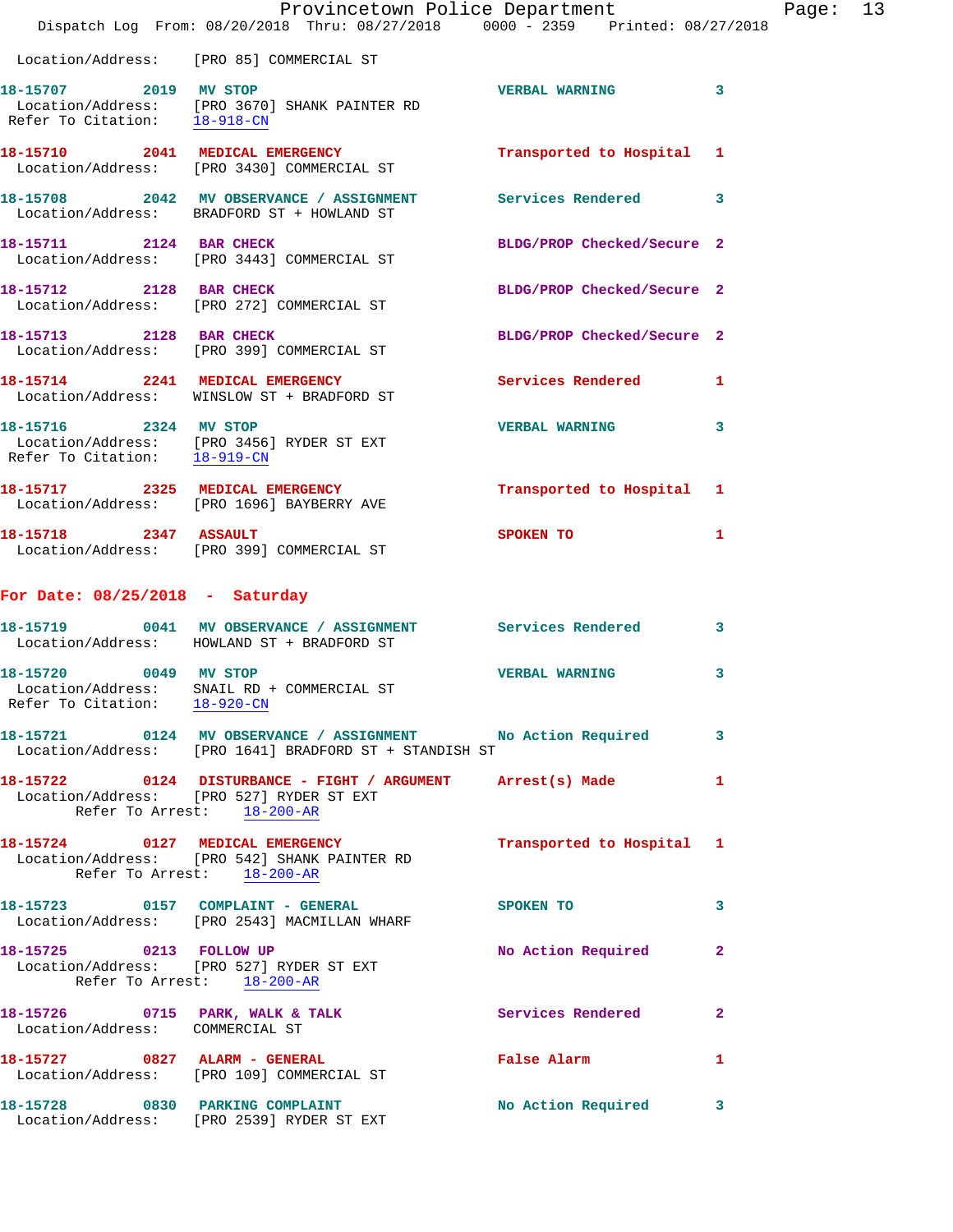Location/Address: [PRO 85] COMMERCIAL ST

**18-15707** 2019 **MV STOP** VERBAL WARNING 3
Location/Address: [PRO 3670] SHANK PAINTER RD
Refer To Citation: 18-918-CN

**18-15710** 2041 **MEDICAL EMERGENCY** Transported to Hospital 1
Location/Address: [PRO 3430] COMMERCIAL ST

**18-15708** 2042 **MV OBSERVANCE / ASSIGNMENT** Services Rendered 3
Location/Address: BRADFORD ST + HOWLAND ST

**18-15711** 2124 **BAR CHECK** BLDG/PROP Checked/Secure 2
Location/Address: [PRO 3443] COMMERCIAL ST

**18-15712** 2128 **BAR CHECK** BLDG/PROP Checked/Secure 2
Location/Address: [PRO 272] COMMERCIAL ST

**18-15713** 2128 **BAR CHECK** BLDG/PROP Checked/Secure 2
Location/Address: [PRO 399] COMMERCIAL ST

**18-15714** 2241 **MEDICAL EMERGENCY** Services Rendered 1
Location/Address: WINSLOW ST + BRADFORD ST

**18-15716** 2324 **MV STOP** VERBAL WARNING 3
Location/Address: [PRO 3456] RYDER ST EXT
Refer To Citation: 18-919-CN

**18-15717** 2325 **MEDICAL EMERGENCY** Transported to Hospital 1
Location/Address: [PRO 1696] BAYBERRY AVE

**18-15718** 2347 **ASSAULT** SPOKEN TO 1
Location/Address: [PRO 399] COMMERCIAL ST

## For Date: 08/25/2018 - Saturday

**18-15719** 0041 **MV OBSERVANCE / ASSIGNMENT** Services Rendered 3
Location/Address: HOWLAND ST + BRADFORD ST

**18-15720** 0049 **MV STOP** VERBAL WARNING 3
Location/Address: SNAIL RD + COMMERCIAL ST
Refer To Citation: 18-920-CN

**18-15721** 0124 **MV OBSERVANCE / ASSIGNMENT** No Action Required 3
Location/Address: [PRO 1641] BRADFORD ST + STANDISH ST

**18-15722** 0124 **DISTURBANCE - FIGHT / ARGUMENT** Arrest(s) Made 1
Location/Address: [PRO 527] RYDER ST EXT
Refer To Arrest: 18-200-AR

**18-15724** 0127 **MEDICAL EMERGENCY** Transported to Hospital 1
Location/Address: [PRO 542] SHANK PAINTER RD
Refer To Arrest: 18-200-AR

**18-15723** 0157 **COMPLAINT - GENERAL** SPOKEN TO 3
Location/Address: [PRO 2543] MACMILLAN WHARF

**18-15725** 0213 **FOLLOW UP** No Action Required 2
Location/Address: [PRO 527] RYDER ST EXT
Refer To Arrest: 18-200-AR

**18-15726** 0715 **PARK, WALK & TALK** Services Rendered 2
Location/Address: COMMERCIAL ST

**18-15727** 0827 **ALARM - GENERAL** False Alarm 1
Location/Address: [PRO 109] COMMERCIAL ST

**18-15728** 0830 **PARKING COMPLAINT** No Action Required 3
Location/Address: [PRO 2539] RYDER ST EXT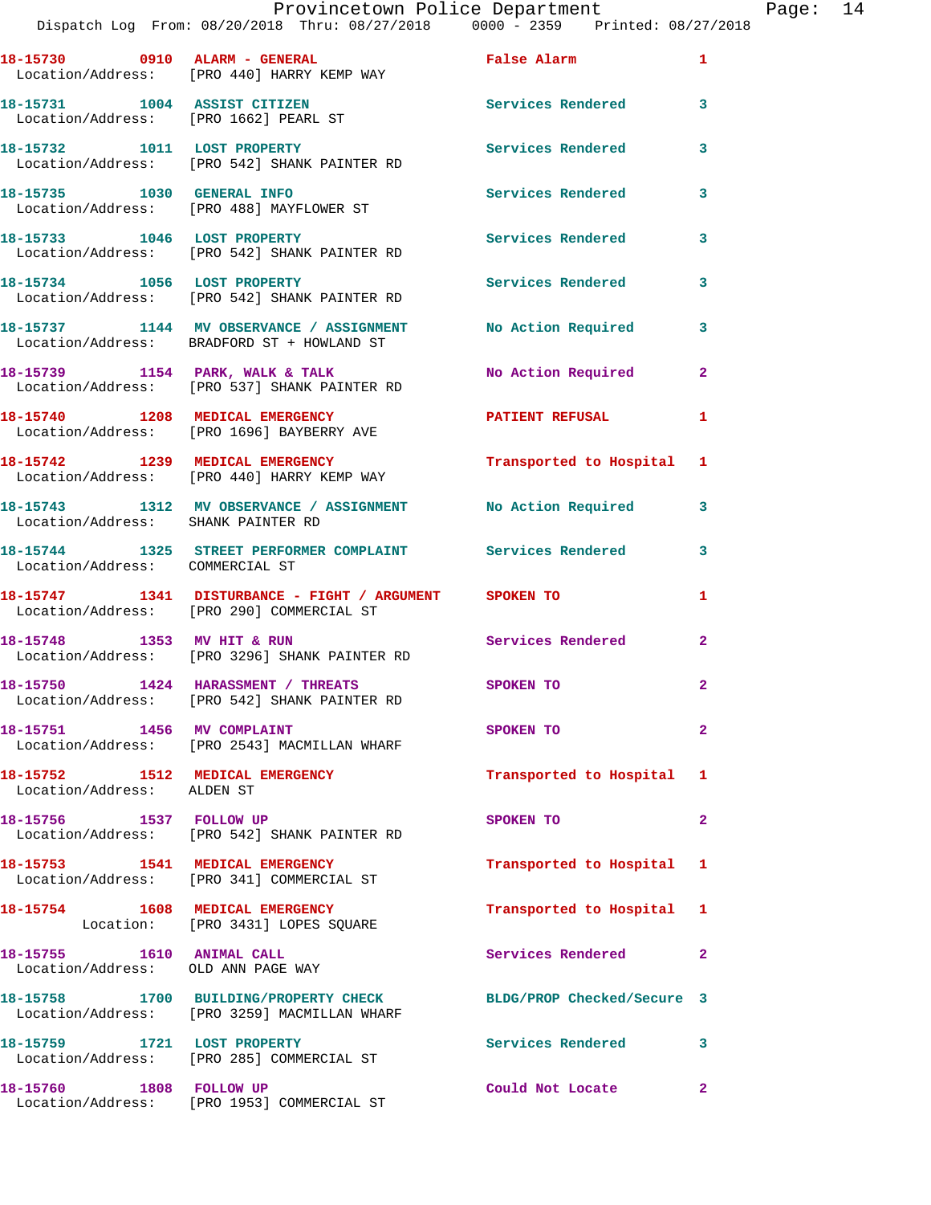18-15730 0910 ALARM - GENERAL False Alarm 1
Location/Address: [PRO 440] HARRY KEMP WAY

18-15731 1004 ASSIST CITIZEN Services Rendered 3
Location/Address: [PRO 1662] PEARL ST

18-15732 1011 LOST PROPERTY Services Rendered 3
Location/Address: [PRO 542] SHANK PAINTER RD

18-15735 1030 GENERAL INFO Services Rendered 3
Location/Address: [PRO 488] MAYFLOWER ST

18-15733 1046 LOST PROPERTY Services Rendered 3
Location/Address: [PRO 542] SHANK PAINTER RD

18-15734 1056 LOST PROPERTY Services Rendered 3
Location/Address: [PRO 542] SHANK PAINTER RD

18-15737 1144 MV OBSERVANCE / ASSIGNMENT No Action Required 3
Location/Address: BRADFORD ST + HOWLAND ST

18-15739 1154 PARK, WALK & TALK No Action Required 2
Location/Address: [PRO 537] SHANK PAINTER RD

18-15740 1208 MEDICAL EMERGENCY PATIENT REFUSAL 1
Location/Address: [PRO 1696] BAYBERRY AVE

18-15742 1239 MEDICAL EMERGENCY Transported to Hospital 1
Location/Address: [PRO 440] HARRY KEMP WAY

18-15743 1312 MV OBSERVANCE / ASSIGNMENT No Action Required 3
Location/Address: SHANK PAINTER RD

18-15744 1325 STREET PERFORMER COMPLAINT Services Rendered 3
Location/Address: COMMERCIAL ST

18-15747 1341 DISTURBANCE - FIGHT / ARGUMENT SPOKEN TO 1
Location/Address: [PRO 290] COMMERCIAL ST

18-15748 1353 MV HIT & RUN Services Rendered 2
Location/Address: [PRO 3296] SHANK PAINTER RD

18-15750 1424 HARASSMENT / THREATS SPOKEN TO 2
Location/Address: [PRO 542] SHANK PAINTER RD

18-15751 1456 MV COMPLAINT SPOKEN TO 2
Location/Address: [PRO 2543] MACMILLAN WHARF

18-15752 1512 MEDICAL EMERGENCY Transported to Hospital 1
Location/Address: ALDEN ST

18-15756 1537 FOLLOW UP SPOKEN TO 2
Location/Address: [PRO 542] SHANK PAINTER RD

18-15753 1541 MEDICAL EMERGENCY Transported to Hospital 1
Location/Address: [PRO 341] COMMERCIAL ST

18-15754 1608 MEDICAL EMERGENCY Transported to Hospital 1
Location: [PRO 3431] LOPES SQUARE

18-15755 1610 ANIMAL CALL Services Rendered 2
Location/Address: OLD ANN PAGE WAY

18-15758 1700 BUILDING/PROPERTY CHECK BLDG/PROP Checked/Secure 3
Location/Address: [PRO 3259] MACMILLAN WHARF

18-15759 1721 LOST PROPERTY Services Rendered 3
Location/Address: [PRO 285] COMMERCIAL ST

18-15760 1808 FOLLOW UP Could Not Locate 2
Location/Address: [PRO 1953] COMMERCIAL ST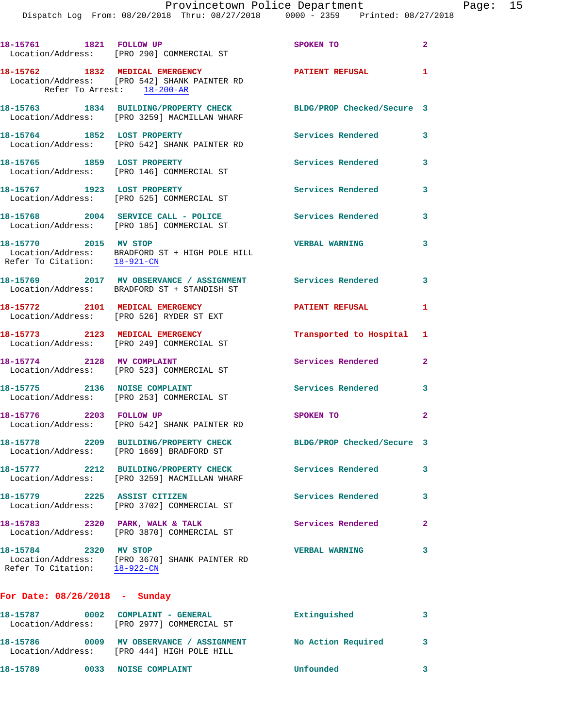18-15761 1821 FOLLOW UP SPOKEN TO 2
Location/Address: [PRO 290] COMMERCIAL ST

18-15762 1832 MEDICAL EMERGENCY PATIENT REFUSAL 1
Location/Address: [PRO 542] SHANK PAINTER RD
Refer To Arrest: 18-200-AR

18-15763 1834 BUILDING/PROPERTY CHECK BLDG/PROP Checked/Secure 3
Location/Address: [PRO 3259] MACMILLAN WHARF

18-15764 1852 LOST PROPERTY Services Rendered 3
Location/Address: [PRO 542] SHANK PAINTER RD

18-15765 1859 LOST PROPERTY Services Rendered 3
Location/Address: [PRO 146] COMMERCIAL ST

18-15767 1923 LOST PROPERTY Services Rendered 3
Location/Address: [PRO 525] COMMERCIAL ST

18-15768 2004 SERVICE CALL - POLICE Services Rendered 3
Location/Address: [PRO 185] COMMERCIAL ST

18-15770 2015 MV STOP VERBAL WARNING 3
Location/Address: BRADFORD ST + HIGH POLE HILL
Refer To Citation: 18-921-CN

18-15769 2017 MV OBSERVANCE / ASSIGNMENT Services Rendered 3
Location/Address: BRADFORD ST + STANDISH ST

18-15772 2101 MEDICAL EMERGENCY PATIENT REFUSAL 1
Location/Address: [PRO 526] RYDER ST EXT

18-15773 2123 MEDICAL EMERGENCY Transported to Hospital 1
Location/Address: [PRO 249] COMMERCIAL ST

18-15774 2128 MV COMPLAINT Services Rendered 2
Location/Address: [PRO 523] COMMERCIAL ST

18-15775 2136 NOISE COMPLAINT Services Rendered 3
Location/Address: [PRO 253] COMMERCIAL ST

18-15776 2203 FOLLOW UP SPOKEN TO 2
Location/Address: [PRO 542] SHANK PAINTER RD

18-15778 2209 BUILDING/PROPERTY CHECK BLDG/PROP Checked/Secure 3
Location/Address: [PRO 1669] BRADFORD ST

18-15777 2212 BUILDING/PROPERTY CHECK Services Rendered 3
Location/Address: [PRO 3259] MACMILLAN WHARF

18-15779 2225 ASSIST CITIZEN Services Rendered 3
Location/Address: [PRO 3702] COMMERCIAL ST

18-15783 2320 PARK, WALK & TALK Services Rendered 2
Location/Address: [PRO 3870] COMMERCIAL ST

18-15784 2320 MV STOP VERBAL WARNING 3
Location/Address: [PRO 3670] SHANK PAINTER RD
Refer To Citation: 18-922-CN

**For Date: 08/26/2018 - Sunday**

18-15787 0002 COMPLAINT - GENERAL Extinguished 3
Location/Address: [PRO 2977] COMMERCIAL ST

18-15786 0009 MV OBSERVANCE / ASSIGNMENT No Action Required 3
Location/Address: [PRO 444] HIGH POLE HILL

18-15789 0033 NOISE COMPLAINT Unfounded 3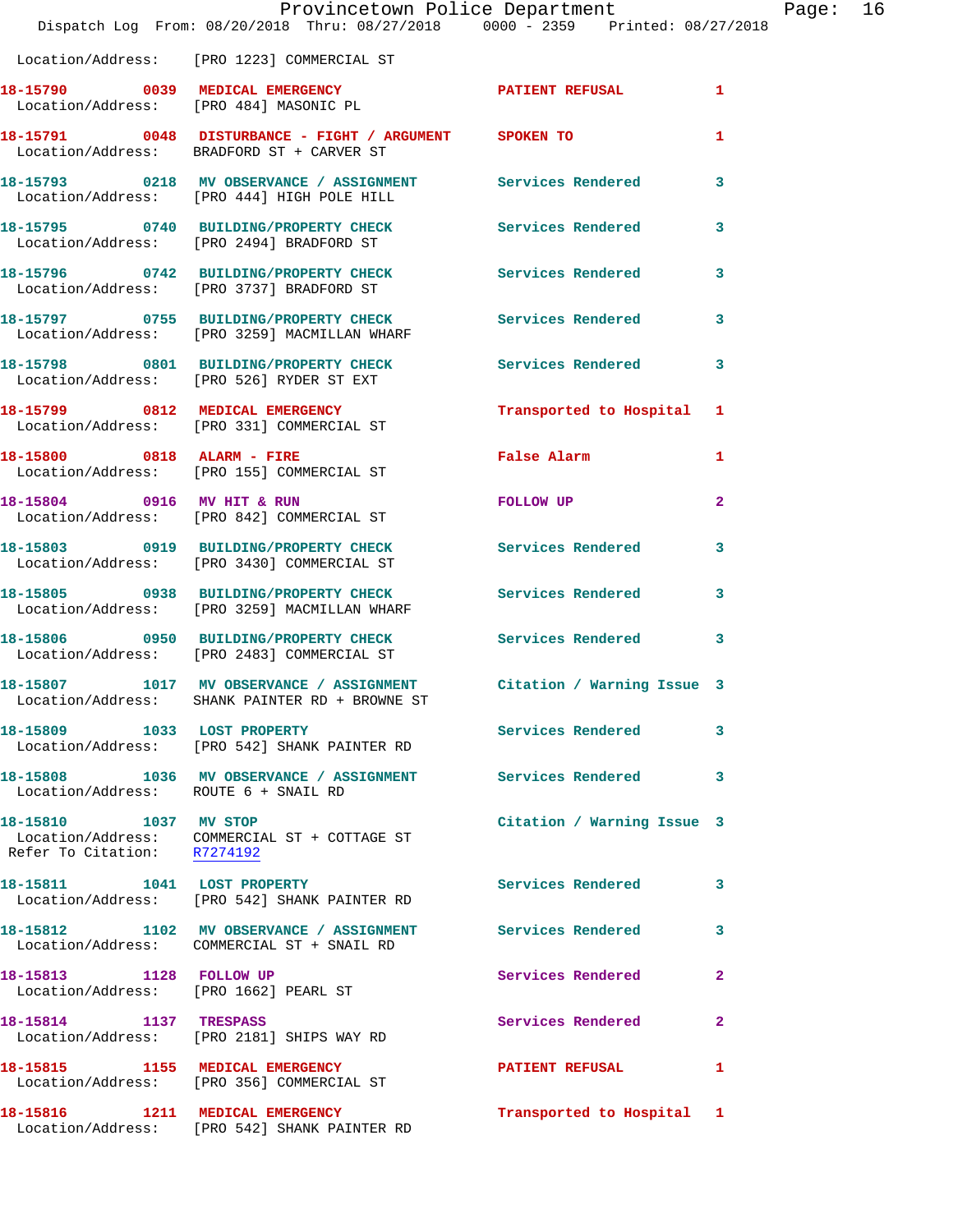Location/Address: [PRO 1223] COMMERCIAL ST

**18-15790 0039 MEDICAL EMERGENCY** PATIENT REFUSAL 1
Location/Address: [PRO 484] MASONIC PL

**18-15791 0048 DISTURBANCE - FIGHT / ARGUMENT** SPOKEN TO 1
Location/Address: BRADFORD ST + CARVER ST

**18-15793 0218 MV OBSERVANCE / ASSIGNMENT** Services Rendered 3
Location/Address: [PRO 444] HIGH POLE HILL

**18-15795 0740 BUILDING/PROPERTY CHECK** Services Rendered 3
Location/Address: [PRO 2494] BRADFORD ST

**18-15796 0742 BUILDING/PROPERTY CHECK** Services Rendered 3
Location/Address: [PRO 3737] BRADFORD ST

**18-15797 0755 BUILDING/PROPERTY CHECK** Services Rendered 3
Location/Address: [PRO 3259] MACMILLAN WHARF

**18-15798 0801 BUILDING/PROPERTY CHECK** Services Rendered 3
Location/Address: [PRO 526] RYDER ST EXT

**18-15799 0812 MEDICAL EMERGENCY** Transported to Hospital 1
Location/Address: [PRO 331] COMMERCIAL ST

**18-15800 0818 ALARM - FIRE** False Alarm 1
Location/Address: [PRO 155] COMMERCIAL ST

**18-15804 0916 MV HIT & RUN** FOLLOW UP 2
Location/Address: [PRO 842] COMMERCIAL ST

**18-15803 0919 BUILDING/PROPERTY CHECK** Services Rendered 3
Location/Address: [PRO 3430] COMMERCIAL ST

**18-15805 0938 BUILDING/PROPERTY CHECK** Services Rendered 3
Location/Address: [PRO 3259] MACMILLAN WHARF

**18-15806 0950 BUILDING/PROPERTY CHECK** Services Rendered 3
Location/Address: [PRO 2483] COMMERCIAL ST

**18-15807 1017 MV OBSERVANCE / ASSIGNMENT** Citation / Warning Issue 3
Location/Address: SHANK PAINTER RD + BROWNE ST

**18-15809 1033 LOST PROPERTY** Services Rendered 3
Location/Address: [PRO 542] SHANK PAINTER RD

**18-15808 1036 MV OBSERVANCE / ASSIGNMENT** Services Rendered 3
Location/Address: ROUTE 6 + SNAIL RD

**18-15810 1037 MV STOP** Citation / Warning Issue 3
Location/Address: COMMERCIAL ST + COTTAGE ST
Refer To Citation: R7274192

**18-15811 1041 LOST PROPERTY** Services Rendered 3
Location/Address: [PRO 542] SHANK PAINTER RD

**18-15812 1102 MV OBSERVANCE / ASSIGNMENT** Services Rendered 3
Location/Address: COMMERCIAL ST + SNAIL RD

**18-15813 1128 FOLLOW UP** Services Rendered 2
Location/Address: [PRO 1662] PEARL ST

**18-15814 1137 TRESPASS** Services Rendered 2
Location/Address: [PRO 2181] SHIPS WAY RD

**18-15815 1155 MEDICAL EMERGENCY** PATIENT REFUSAL 1
Location/Address: [PRO 356] COMMERCIAL ST

**18-15816 1211 MEDICAL EMERGENCY** Transported to Hospital 1
Location/Address: [PRO 542] SHANK PAINTER RD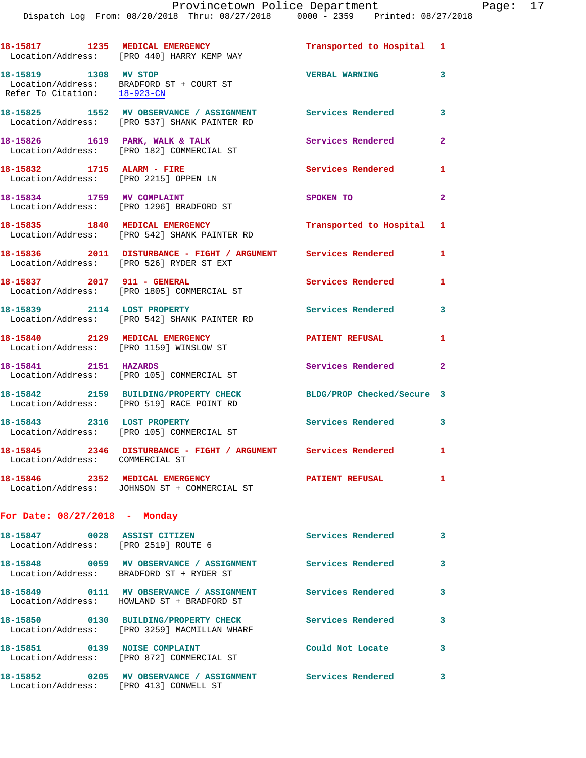18-15817 1235 MEDICAL EMERGENCY Transported to Hospital 1
Location/Address: [PRO 440] HARRY KEMP WAY

18-15819 1308 MV STOP VERBAL WARNING 3
Location/Address: BRADFORD ST + COURT ST
Refer To Citation: 18-923-CN

18-15825 1552 MV OBSERVANCE / ASSIGNMENT Services Rendered 3
Location/Address: [PRO 537] SHANK PAINTER RD

18-15826 1619 PARK, WALK & TALK Services Rendered 2
Location/Address: [PRO 182] COMMERCIAL ST

18-15832 1715 ALARM - FIRE Services Rendered 1
Location/Address: [PRO 2215] OPPEN LN

18-15834 1759 MV COMPLAINT SPOKEN TO 2
Location/Address: [PRO 1296] BRADFORD ST

18-15835 1840 MEDICAL EMERGENCY Transported to Hospital 1
Location/Address: [PRO 542] SHANK PAINTER RD

18-15836 2011 DISTURBANCE - FIGHT / ARGUMENT Services Rendered 1
Location/Address: [PRO 526] RYDER ST EXT

18-15837 2017 911 - GENERAL Services Rendered 1
Location/Address: [PRO 1805] COMMERCIAL ST

18-15839 2114 LOST PROPERTY Services Rendered 3
Location/Address: [PRO 542] SHANK PAINTER RD

18-15840 2129 MEDICAL EMERGENCY PATIENT REFUSAL 1
Location/Address: [PRO 1159] WINSLOW ST

18-15841 2151 HAZARDS Services Rendered 2
Location/Address: [PRO 105] COMMERCIAL ST

18-15842 2159 BUILDING/PROPERTY CHECK BLDG/PROP Checked/Secure 3
Location/Address: [PRO 519] RACE POINT RD

18-15843 2316 LOST PROPERTY Services Rendered 3
Location/Address: [PRO 105] COMMERCIAL ST

18-15845 2346 DISTURBANCE - FIGHT / ARGUMENT Services Rendered 1
Location/Address: COMMERCIAL ST

18-15846 2352 MEDICAL EMERGENCY PATIENT REFUSAL 1
Location/Address: JOHNSON ST + COMMERCIAL ST

## For Date: 08/27/2018 - Monday

18-15847 0028 ASSIST CITIZEN Services Rendered 3
Location/Address: [PRO 2519] ROUTE 6

18-15848 0059 MV OBSERVANCE / ASSIGNMENT Services Rendered 3
Location/Address: BRADFORD ST + RYDER ST

18-15849 0111 MV OBSERVANCE / ASSIGNMENT Services Rendered 3
Location/Address: HOWLAND ST + BRADFORD ST

18-15850 0130 BUILDING/PROPERTY CHECK Services Rendered 3
Location/Address: [PRO 3259] MACMILLAN WHARF

18-15851 0139 NOISE COMPLAINT Could Not Locate 3
Location/Address: [PRO 872] COMMERCIAL ST

18-15852 0205 MV OBSERVANCE / ASSIGNMENT Services Rendered 3
Location/Address: [PRO 413] CONWELL ST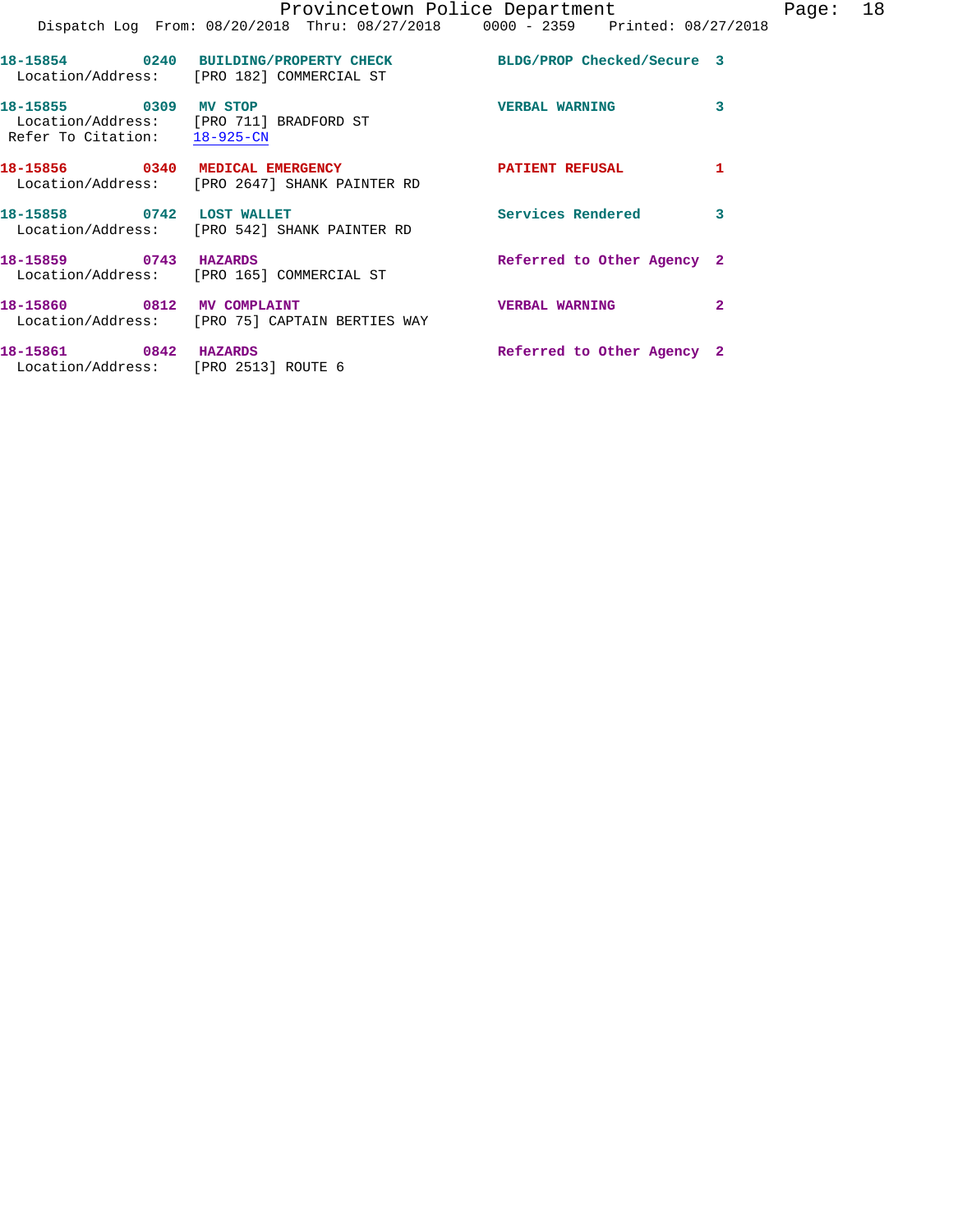18-15854 0240 BUILDING/PROPERTY CHECK BLDG/PROP Checked/Secure 3
Location/Address: [PRO 182] COMMERCIAL ST

18-15855 0309 MV STOP VERBAL WARNING 3
Location/Address: [PRO 711] BRADFORD ST
Refer To Citation: 18-925-CN

18-15856 0340 MEDICAL EMERGENCY PATIENT REFUSAL 1
Location/Address: [PRO 2647] SHANK PAINTER RD

18-15858 0742 LOST WALLET Services Rendered 3
Location/Address: [PRO 542] SHANK PAINTER RD

18-15859 0743 HAZARDS Referred to Other Agency 2
Location/Address: [PRO 165] COMMERCIAL ST

18-15860 0812 MV COMPLAINT VERBAL WARNING 2
Location/Address: [PRO 75] CAPTAIN BERTIES WAY

18-15861 0842 HAZARDS Referred to Other Agency 2
Location/Address: [PRO 2513] ROUTE 6